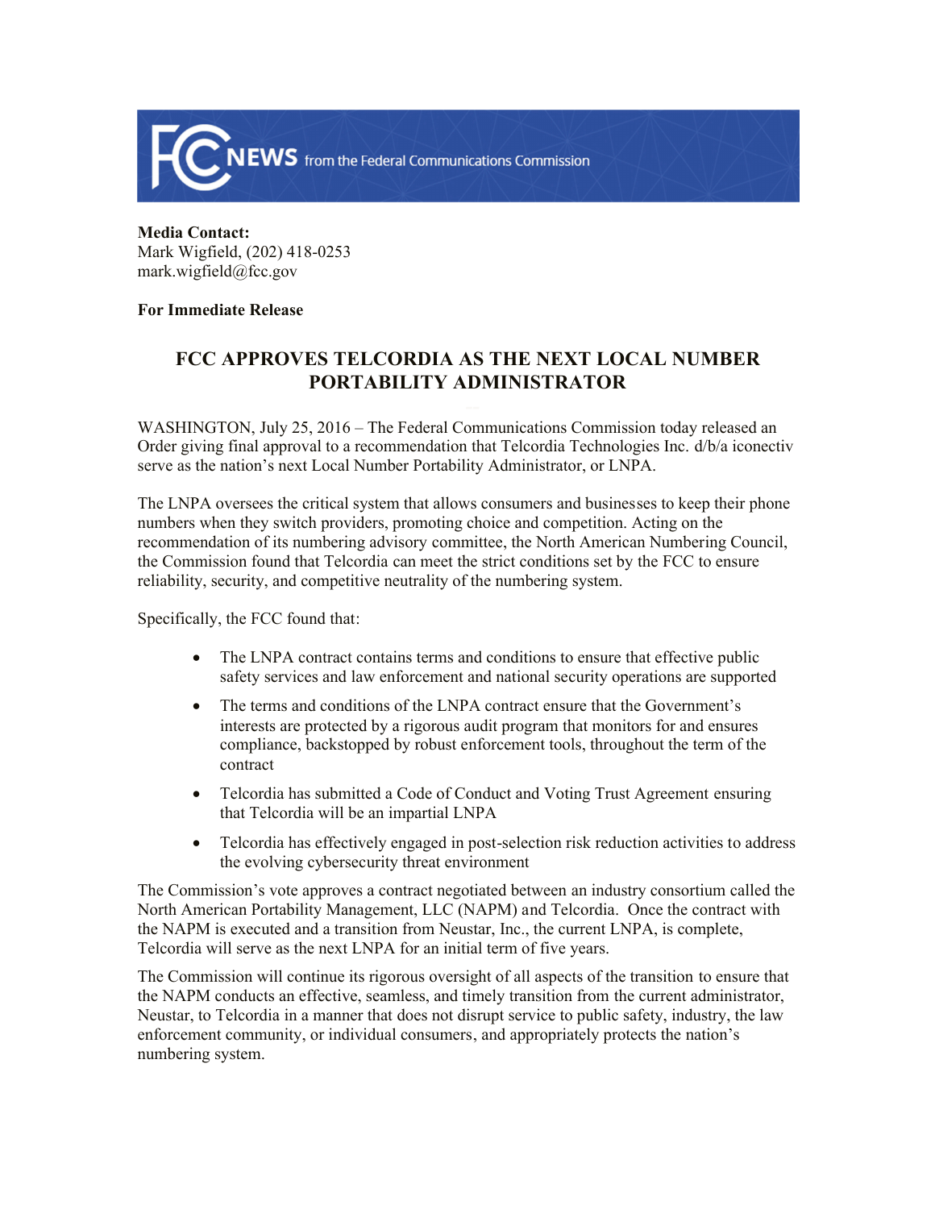FCC NEWS from the Federal Communications Commission

**Media Contact:**
Mark Wigfield, (202) 418-0253
mark.wigfield@fcc.gov

**For Immediate Release**

# FCC APPROVES TELCORDIA AS THE NEXT LOCAL NUMBER PORTABILITY ADMINISTRATOR

WASHINGTON, July 25, 2016 – The Federal Communications Commission today released an Order giving final approval to a recommendation that Telcordia Technologies Inc. d/b/a iconectiv serve as the nation's next Local Number Portability Administrator, or LNPA.

The LNPA oversees the critical system that allows consumers and businesses to keep their phone numbers when they switch providers, promoting choice and competition. Acting on the recommendation of its numbering advisory committee, the North American Numbering Council, the Commission found that Telcordia can meet the strict conditions set by the FCC to ensure reliability, security, and competitive neutrality of the numbering system.

Specifically, the FCC found that:

- The LNPA contract contains terms and conditions to ensure that effective public safety services and law enforcement and national security operations are supported
- The terms and conditions of the LNPA contract ensure that the Government's interests are protected by a rigorous audit program that monitors for and ensures compliance, backstopped by robust enforcement tools, throughout the term of the contract
- Telcordia has submitted a Code of Conduct and Voting Trust Agreement ensuring that Telcordia will be an impartial LNPA
- Telcordia has effectively engaged in post-selection risk reduction activities to address the evolving cybersecurity threat environment

The Commission's vote approves a contract negotiated between an industry consortium called the North American Portability Management, LLC (NAPM) and Telcordia. Once the contract with the NAPM is executed and a transition from Neustar, Inc., the current LNPA, is complete, Telcordia will serve as the next LNPA for an initial term of five years.

The Commission will continue its rigorous oversight of all aspects of the transition to ensure that the NAPM conducts an effective, seamless, and timely transition from the current administrator, Neustar, to Telcordia in a manner that does not disrupt service to public safety, industry, the law enforcement community, or individual consumers, and appropriately protects the nation's numbering system.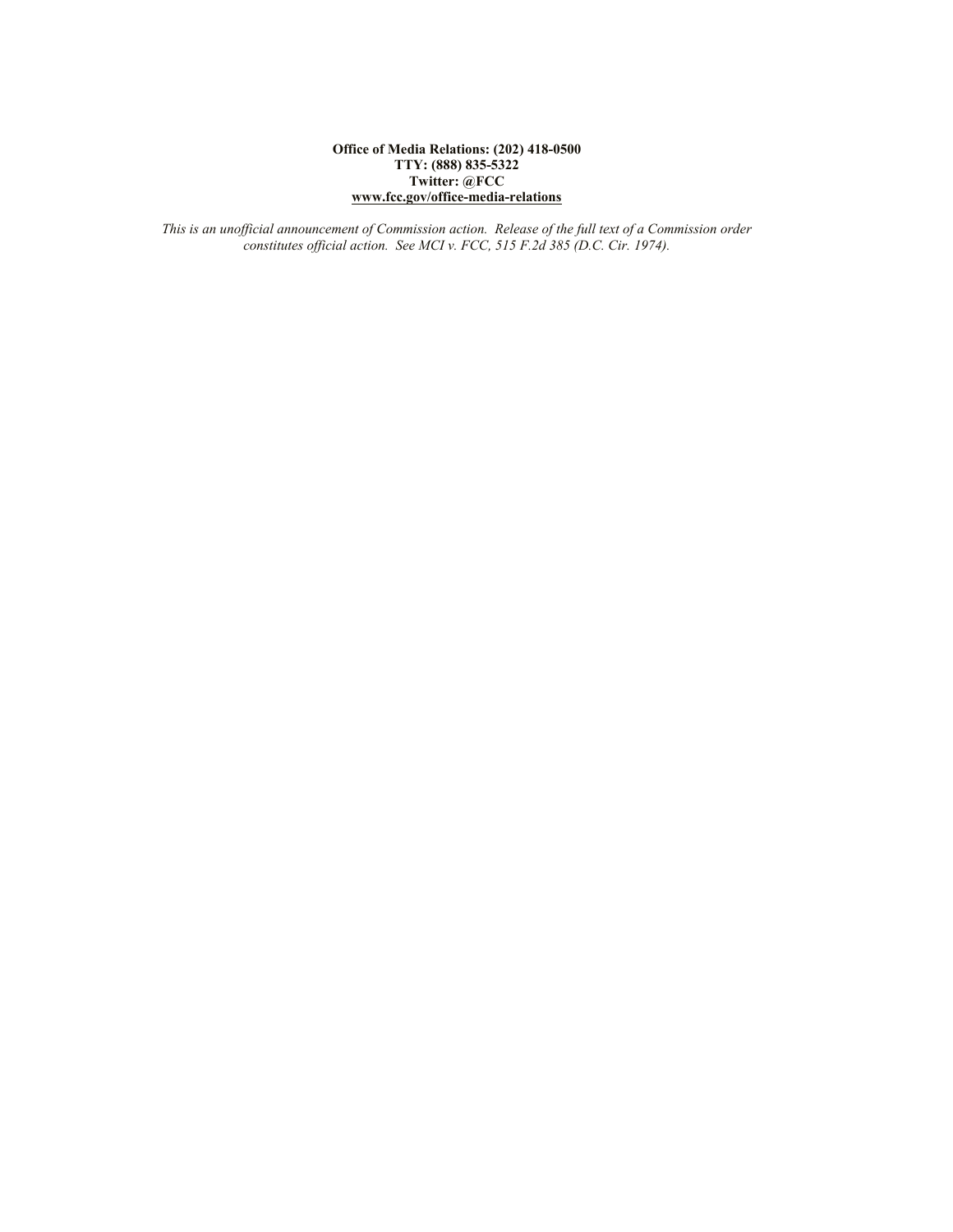**Office of Media Relations: (202) 418-0500**
**TTY: (888) 835-5322**
**Twitter: @FCC**
**www.fcc.gov/office-media-relations**

*This is an unofficial announcement of Commission action. Release of the full text of a Commission order constitutes official action. See MCI v. FCC, 515 F.2d 385 (D.C. Cir. 1974).*